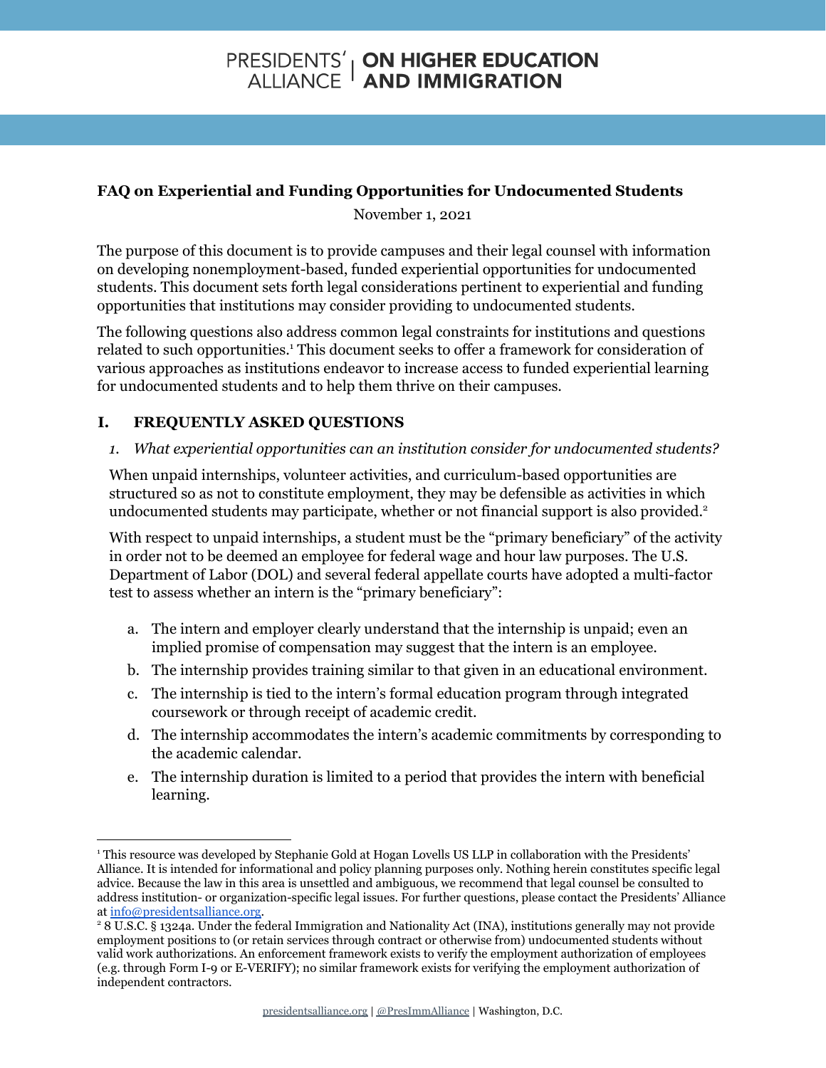PRESIDENTS' ALLIANCE | ON HIGHER EDUCATION AND IMMIGRATION

**FAQ on Experiential and Funding Opportunities for Undocumented Students**

November 1, 2021

The purpose of this document is to provide campuses and their legal counsel with information on developing nonemployment-based, funded experiential opportunities for undocumented students. This document sets forth legal considerations pertinent to experiential and funding opportunities that institutions may consider providing to undocumented students.

The following questions also address common legal constraints for institutions and questions related to such opportunities.[1] This document seeks to offer a framework for consideration of various approaches as institutions endeavor to increase access to funded experiential learning for undocumented students and to help them thrive on their campuses.

## I. FREQUENTLY ASKED QUESTIONS

*1. What experiential opportunities can an institution consider for undocumented students?*

When unpaid internships, volunteer activities, and curriculum-based opportunities are structured so as not to constitute employment, they may be defensible as activities in which undocumented students may participate, whether or not financial support is also provided.[2]

With respect to unpaid internships, a student must be the "primary beneficiary" of the activity in order not to be deemed an employee for federal wage and hour law purposes. The U.S. Department of Labor (DOL) and several federal appellate courts have adopted a multi-factor test to assess whether an intern is the "primary beneficiary":

a. The intern and employer clearly understand that the internship is unpaid; even an implied promise of compensation may suggest that the intern is an employee.

b. The internship provides training similar to that given in an educational environment.

c. The internship is tied to the intern's formal education program through integrated coursework or through receipt of academic credit.

d. The internship accommodates the intern's academic commitments by corresponding to the academic calendar.

e. The internship duration is limited to a period that provides the intern with beneficial learning.

---

[1] This resource was developed by Stephanie Gold at Hogan Lovells US LLP in collaboration with the Presidents' Alliance. It is intended for informational and policy planning purposes only. Nothing herein constitutes specific legal advice. Because the law in this area is unsettled and ambiguous, we recommend that legal counsel be consulted to address institution- or organization-specific legal issues. For further questions, please contact the Presidents' Alliance at info@presidentsalliance.org.

[2] 8 U.S.C. § 1324a. Under the federal Immigration and Nationality Act (INA), institutions generally may not provide employment positions to (or retain services through contract or otherwise from) undocumented students without valid work authorizations. An enforcement framework exists to verify the employment authorization of employees (e.g. through Form I-9 or E-VERIFY); no similar framework exists for verifying the employment authorization of independent contractors.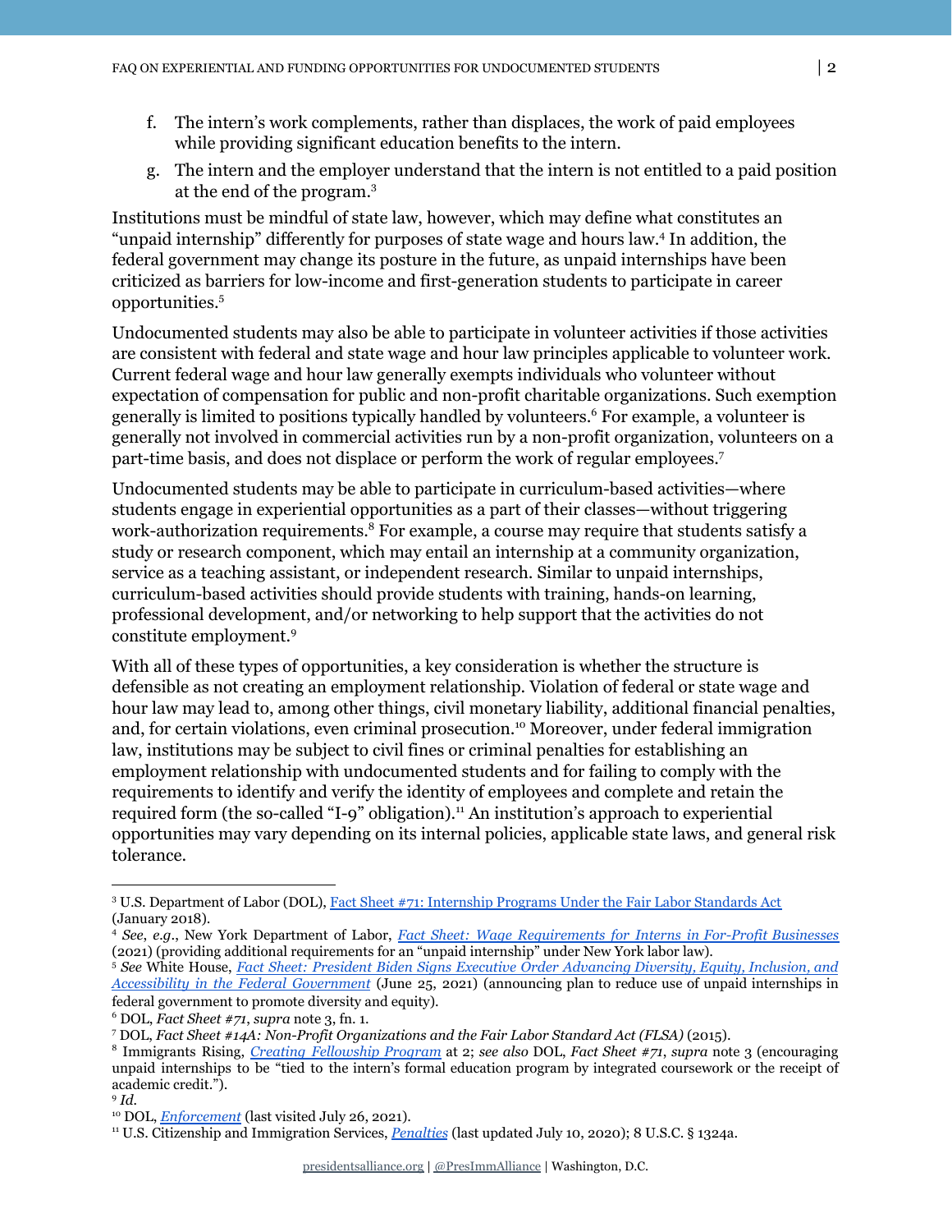f. The intern's work complements, rather than displaces, the work of paid employees while providing significant education benefits to the intern.

g. The intern and the employer understand that the intern is not entitled to a paid position at the end of the program.[3]

Institutions must be mindful of state law, however, which may define what constitutes an "unpaid internship" differently for purposes of state wage and hours law.[4] In addition, the federal government may change its posture in the future, as unpaid internships have been criticized as barriers for low-income and first-generation students to participate in career opportunities.[5]

Undocumented students may also be able to participate in volunteer activities if those activities are consistent with federal and state wage and hour law principles applicable to volunteer work. Current federal wage and hour law generally exempts individuals who volunteer without expectation of compensation for public and non-profit charitable organizations. Such exemption generally is limited to positions typically handled by volunteers.[6] For example, a volunteer is generally not involved in commercial activities run by a non-profit organization, volunteers on a part-time basis, and does not displace or perform the work of regular employees.[7]

Undocumented students may be able to participate in curriculum-based activities—where students engage in experiential opportunities as a part of their classes—without triggering work-authorization requirements.[8] For example, a course may require that students satisfy a study or research component, which may entail an internship at a community organization, service as a teaching assistant, or independent research. Similar to unpaid internships, curriculum-based activities should provide students with training, hands-on learning, professional development, and/or networking to help support that the activities do not constitute employment.[9]

With all of these types of opportunities, a key consideration is whether the structure is defensible as not creating an employment relationship. Violation of federal or state wage and hour law may lead to, among other things, civil monetary liability, additional financial penalties, and, for certain violations, even criminal prosecution.[10] Moreover, under federal immigration law, institutions may be subject to civil fines or criminal penalties for establishing an employment relationship with undocumented students and for failing to comply with the requirements to identify and verify the identity of employees and complete and retain the required form (the so-called "I-9" obligation).[11] An institution's approach to experiential opportunities may vary depending on its internal policies, applicable state laws, and general risk tolerance.

---

[3] U.S. Department of Labor (DOL), Fact Sheet #71: Internship Programs Under the Fair Labor Standards Act (January 2018).

[4] *See*, *e.g.*, New York Department of Labor, *Fact Sheet: Wage Requirements for Interns in For-Profit Businesses* (2021) (providing additional requirements for an "unpaid internship" under New York labor law).

[5] *See* White House, *Fact Sheet: President Biden Signs Executive Order Advancing Diversity, Equity, Inclusion, and Accessibility in the Federal Government* (June 25, 2021) (announcing plan to reduce use of unpaid internships in federal government to promote diversity and equity).

[6] DOL, *Fact Sheet #71*, *supra* note 3, fn. 1.

[7] DOL, *Fact Sheet #14A: Non-Profit Organizations and the Fair Labor Standard Act (FLSA)* (2015).

[8] Immigrants Rising, *Creating Fellowship Program* at 2; *see also* DOL, *Fact Sheet #71*, *supra* note 3 (encouraging unpaid internships to be "tied to the intern's formal education program by integrated coursework or the receipt of academic credit.").

[9] *Id.*

[10] DOL, *Enforcement* (last visited July 26, 2021).

[11] U.S. Citizenship and Immigration Services, *Penalties* (last updated July 10, 2020); 8 U.S.C. § 1324a.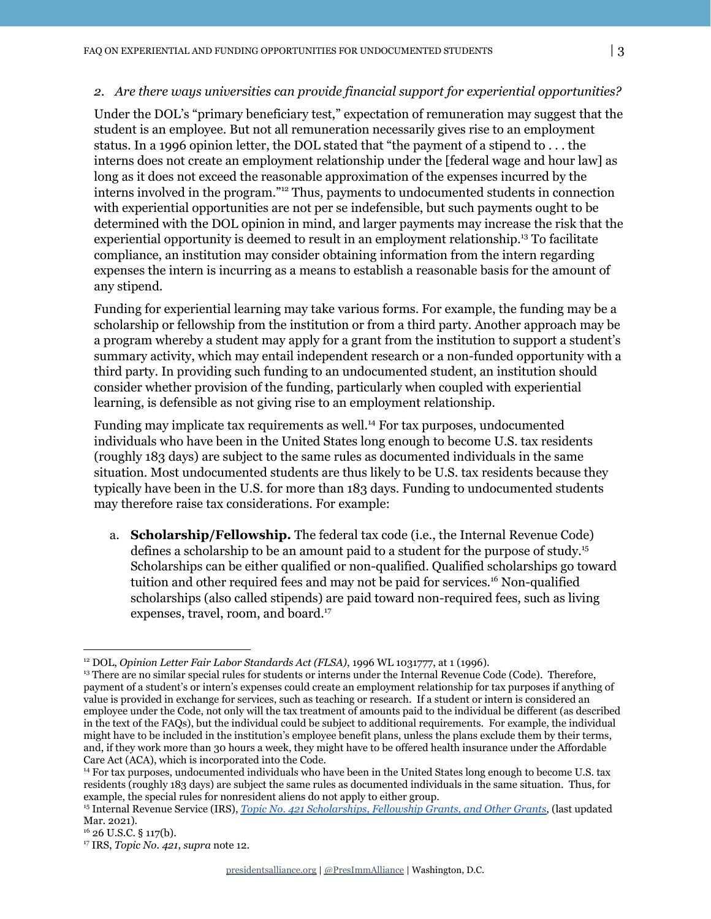*2. Are there ways universities can provide financial support for experiential opportunities?*

Under the DOL's "primary beneficiary test," expectation of remuneration may suggest that the student is an employee. But not all remuneration necessarily gives rise to an employment status. In a 1996 opinion letter, the DOL stated that "the payment of a stipend to . . . the interns does not create an employment relationship under the [federal wage and hour law] as long as it does not exceed the reasonable approximation of the expenses incurred by the interns involved in the program."[12] Thus, payments to undocumented students in connection with experiential opportunities are not per se indefensible, but such payments ought to be determined with the DOL opinion in mind, and larger payments may increase the risk that the experiential opportunity is deemed to result in an employment relationship.[13] To facilitate compliance, an institution may consider obtaining information from the intern regarding expenses the intern is incurring as a means to establish a reasonable basis for the amount of any stipend.

Funding for experiential learning may take various forms. For example, the funding may be a scholarship or fellowship from the institution or from a third party. Another approach may be a program whereby a student may apply for a grant from the institution to support a student's summary activity, which may entail independent research or a non-funded opportunity with a third party. In providing such funding to an undocumented student, an institution should consider whether provision of the funding, particularly when coupled with experiential learning, is defensible as not giving rise to an employment relationship.

Funding may implicate tax requirements as well.[14] For tax purposes, undocumented individuals who have been in the United States long enough to become U.S. tax residents (roughly 183 days) are subject to the same rules as documented individuals in the same situation. Most undocumented students are thus likely to be U.S. tax residents because they typically have been in the U.S. for more than 183 days. Funding to undocumented students may therefore raise tax considerations. For example:

a. **Scholarship/Fellowship.** The federal tax code (i.e., the Internal Revenue Code) defines a scholarship to be an amount paid to a student for the purpose of study.[15] Scholarships can be either qualified or non-qualified. Qualified scholarships go toward tuition and other required fees and may not be paid for services.[16] Non-qualified scholarships (also called stipends) are paid toward non-required fees, such as living expenses, travel, room, and board.[17]

---

[12] DOL, *Opinion Letter Fair Labor Standards Act (FLSA)*, 1996 WL 1031777, at 1 (1996).

[13] There are no similar special rules for students or interns under the Internal Revenue Code (Code). Therefore, payment of a student's or intern's expenses could create an employment relationship for tax purposes if anything of value is provided in exchange for services, such as teaching or research. If a student or intern is considered an employee under the Code, not only will the tax treatment of amounts paid to the individual be different (as described in the text of the FAQs), but the individual could be subject to additional requirements. For example, the individual might have to be included in the institution's employee benefit plans, unless the plans exclude them by their terms, and, if they work more than 30 hours a week, they might have to be offered health insurance under the Affordable Care Act (ACA), which is incorporated into the Code.

[14] For tax purposes, undocumented individuals who have been in the United States long enough to become U.S. tax residents (roughly 183 days) are subject the same rules as documented individuals in the same situation. Thus, for example, the special rules for nonresident aliens do not apply to either group.

[15] Internal Revenue Service (IRS), *Topic No. 421 Scholarships, Fellowship Grants, and Other Grants*, (last updated Mar. 2021).

[16] 26 U.S.C. § 117(b).

[17] IRS, *Topic No. 421*, *supra* note 12.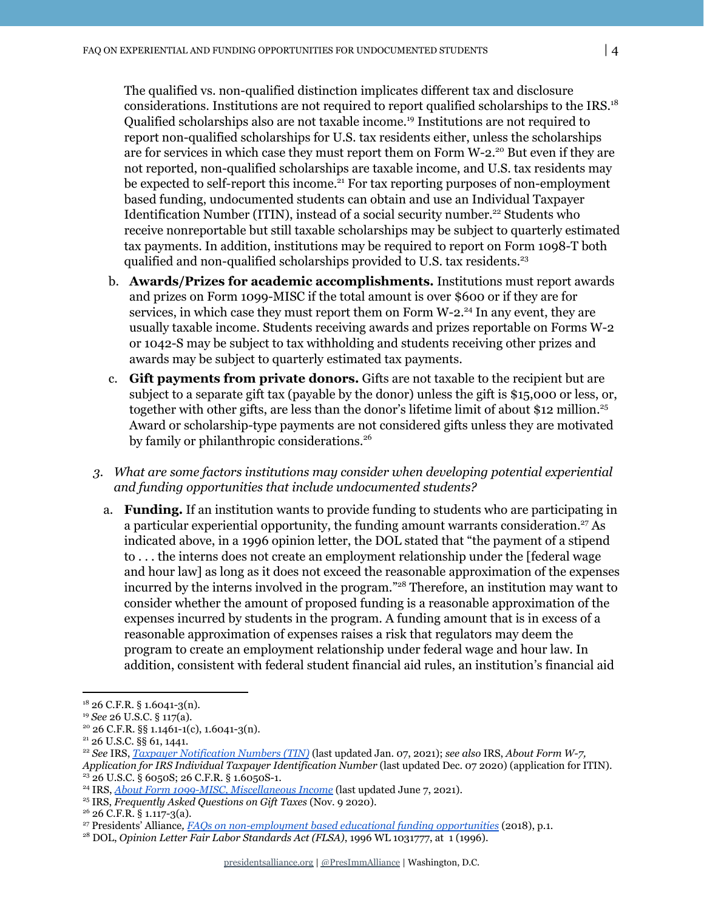The qualified vs. non-qualified distinction implicates different tax and disclosure considerations. Institutions are not required to report qualified scholarships to the IRS.[18] Qualified scholarships also are not taxable income.[19] Institutions are not required to report non-qualified scholarships for U.S. tax residents either, unless the scholarships are for services in which case they must report them on Form W-2.[20] But even if they are not reported, non-qualified scholarships are taxable income, and U.S. tax residents may be expected to self-report this income.[21] For tax reporting purposes of non-employment based funding, undocumented students can obtain and use an Individual Taxpayer Identification Number (ITIN), instead of a social security number.[22] Students who receive nonreportable but still taxable scholarships may be subject to quarterly estimated tax payments. In addition, institutions may be required to report on Form 1098-T both qualified and non-qualified scholarships provided to U.S. tax residents.[23]

b. **Awards/Prizes for academic accomplishments.** Institutions must report awards and prizes on Form 1099-MISC if the total amount is over $600 or if they are for services, in which case they must report them on Form W-2.[24] In any event, they are usually taxable income. Students receiving awards and prizes reportable on Forms W-2 or 1042-S may be subject to tax withholding and students receiving other prizes and awards may be subject to quarterly estimated tax payments.

c. **Gift payments from private donors.** Gifts are not taxable to the recipient but are subject to a separate gift tax (payable by the donor) unless the gift is $15,000 or less, or, together with other gifts, are less than the donor's lifetime limit of about $12 million.[25] Award or scholarship-type payments are not considered gifts unless they are motivated by family or philanthropic considerations.[26]

3. *What are some factors institutions may consider when developing potential experiential and funding opportunities that include undocumented students?*

   a. **Funding.** If an institution wants to provide funding to students who are participating in a particular experiential opportunity, the funding amount warrants consideration.[27] As indicated above, in a 1996 opinion letter, the DOL stated that "the payment of a stipend to . . . the interns does not create an employment relationship under the [federal wage and hour law] as long as it does not exceed the reasonable approximation of the expenses incurred by the interns involved in the program."[28] Therefore, an institution may want to consider whether the amount of proposed funding is a reasonable approximation of the expenses incurred by students in the program. A funding amount that is in excess of a reasonable approximation of expenses raises a risk that regulators may deem the program to create an employment relationship under federal wage and hour law. In addition, consistent with federal student financial aid rules, an institution's financial aid

---

[18] 26 C.F.R. § 1.6041-3(n).
[19] *See* 26 U.S.C. § 117(a).
[20] 26 C.F.R. §§ 1.1461-1(c), 1.6041-3(n).
[21] 26 U.S.C. §§ 61, 1441.
[22] *See* IRS, *Taxpayer Notification Numbers (TIN)* (last updated Jan. 07, 2021); *see also* IRS, *About Form W-7, Application for IRS Individual Taxpayer Identification Number* (last updated Dec. 07 2020) (application for ITIN).
[23] 26 U.S.C. § 6050S; 26 C.F.R. § 1.6050S-1.
[24] IRS, *About Form 1099-MISC, Miscellaneous Income* (last updated June 7, 2021).
[25] IRS, *Frequently Asked Questions on Gift Taxes* (Nov. 9 2020).
[26] 26 C.F.R. § 1.117-3(a).
[27] Presidents' Alliance, *FAQs on non-employment based educational funding opportunities* (2018), p.1.
[28] DOL, *Opinion Letter Fair Labor Standards Act (FLSA)*, 1996 WL 1031777, at 1 (1996).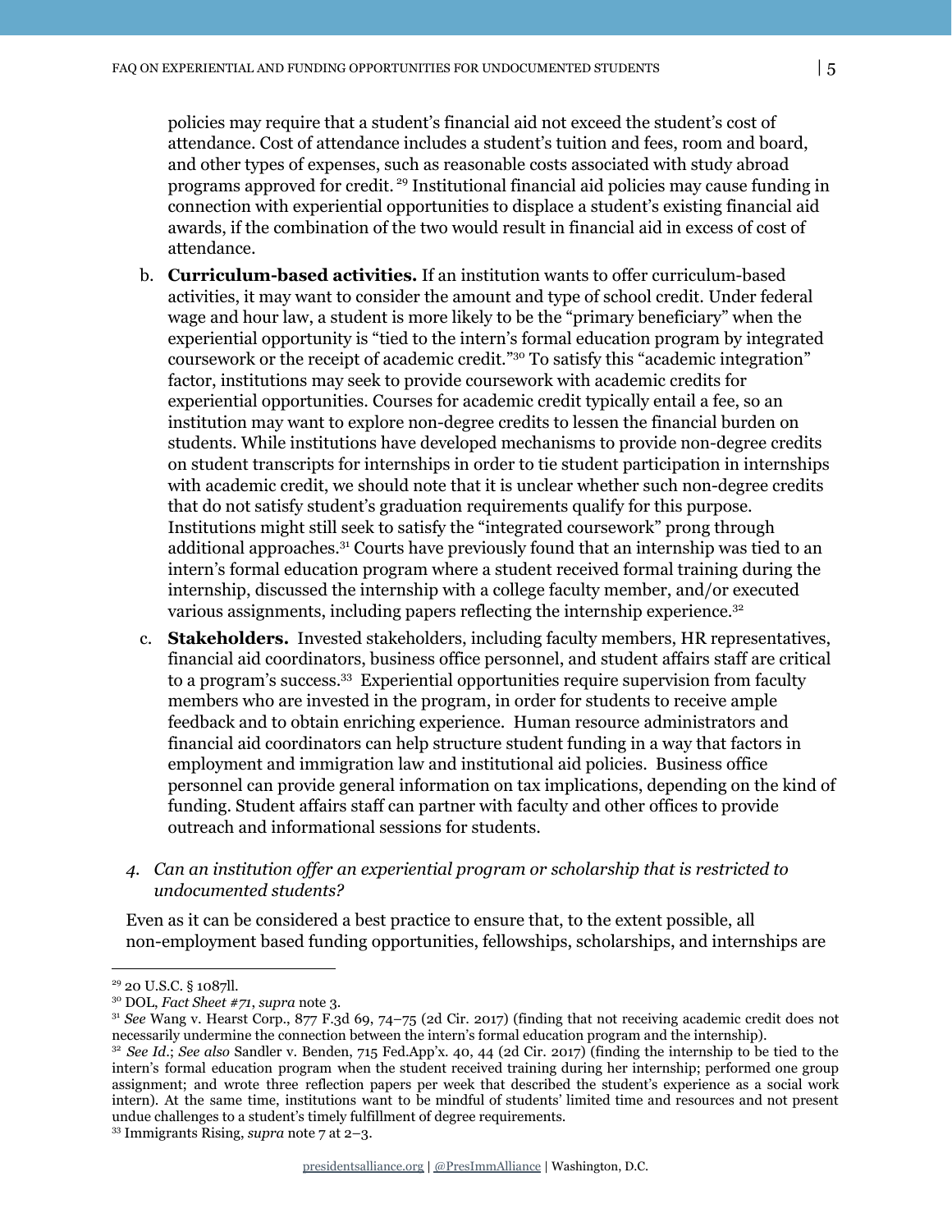policies may require that a student's financial aid not exceed the student's cost of attendance. Cost of attendance includes a student's tuition and fees, room and board, and other types of expenses, such as reasonable costs associated with study abroad programs approved for credit. [29] Institutional financial aid policies may cause funding in connection with experiential opportunities to displace a student's existing financial aid awards, if the combination of the two would result in financial aid in excess of cost of attendance.

b. **Curriculum-based activities.** If an institution wants to offer curriculum-based activities, it may want to consider the amount and type of school credit. Under federal wage and hour law, a student is more likely to be the "primary beneficiary" when the experiential opportunity is "tied to the intern's formal education program by integrated coursework or the receipt of academic credit."[30] To satisfy this "academic integration" factor, institutions may seek to provide coursework with academic credits for experiential opportunities. Courses for academic credit typically entail a fee, so an institution may want to explore non-degree credits to lessen the financial burden on students. While institutions have developed mechanisms to provide non-degree credits on student transcripts for internships in order to tie student participation in internships with academic credit, we should note that it is unclear whether such non-degree credits that do not satisfy student's graduation requirements qualify for this purpose. Institutions might still seek to satisfy the "integrated coursework" prong through additional approaches.[31] Courts have previously found that an internship was tied to an intern's formal education program where a student received formal training during the internship, discussed the internship with a college faculty member, and/or executed various assignments, including papers reflecting the internship experience.[32]

c. **Stakeholders.** Invested stakeholders, including faculty members, HR representatives, financial aid coordinators, business office personnel, and student affairs staff are critical to a program's success.[33] Experiential opportunities require supervision from faculty members who are invested in the program, in order for students to receive ample feedback and to obtain enriching experience. Human resource administrators and financial aid coordinators can help structure student funding in a way that factors in employment and immigration law and institutional aid policies. Business office personnel can provide general information on tax implications, depending on the kind of funding. Student affairs staff can partner with faculty and other offices to provide outreach and informational sessions for students.

4. *Can an institution offer an experiential program or scholarship that is restricted to undocumented students?*

Even as it can be considered a best practice to ensure that, to the extent possible, all non-employment based funding opportunities, fellowships, scholarships, and internships are

---

[29] 20 U.S.C. § 1087ll.

[30] DOL, *Fact Sheet #71*, *supra* note 3.

[31] *See* Wang v. Hearst Corp., 877 F.3d 69, 74–75 (2d Cir. 2017) (finding that not receiving academic credit does not necessarily undermine the connection between the intern's formal education program and the internship).

[32] *See Id.*; *See also* Sandler v. Benden, 715 Fed.App'x. 40, 44 (2d Cir. 2017) (finding the internship to be tied to the intern's formal education program when the student received training during her internship; performed one group assignment; and wrote three reflection papers per week that described the student's experience as a social work intern). At the same time, institutions want to be mindful of students' limited time and resources and not present undue challenges to a student's timely fulfillment of degree requirements.

[33] Immigrants Rising, *supra* note 7 at 2–3.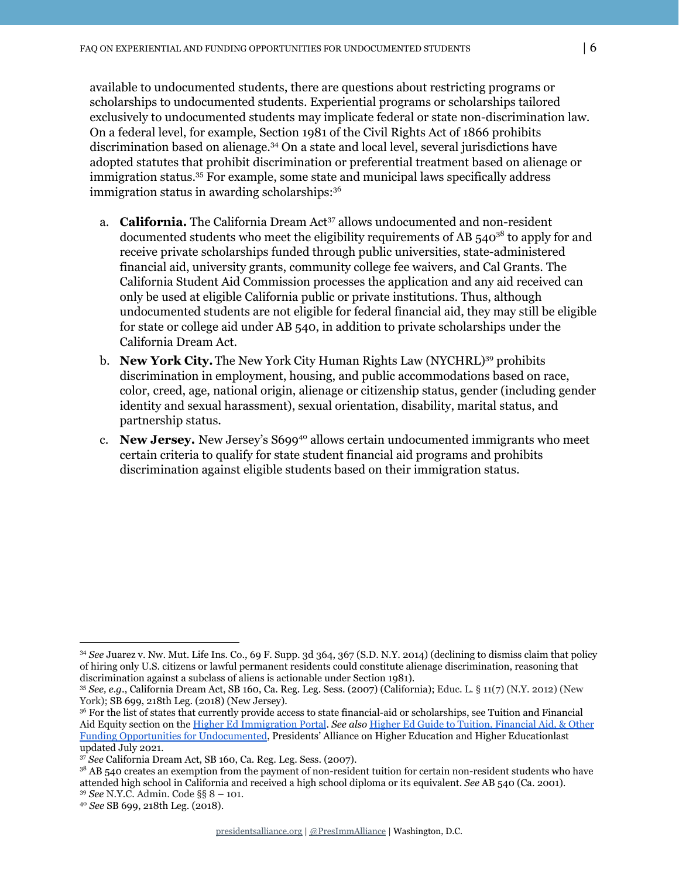available to undocumented students, there are questions about restricting programs or scholarships to undocumented students. Experiential programs or scholarships tailored exclusively to undocumented students may implicate federal or state non-discrimination law. On a federal level, for example, Section 1981 of the Civil Rights Act of 1866 prohibits discrimination based on alienage.[34] On a state and local level, several jurisdictions have adopted statutes that prohibit discrimination or preferential treatment based on alienage or immigration status.[35] For example, some state and municipal laws specifically address immigration status in awarding scholarships:[36]

a. **California.** The California Dream Act[37] allows undocumented and non-resident documented students who meet the eligibility requirements of AB 540[38] to apply for and receive private scholarships funded through public universities, state-administered financial aid, university grants, community college fee waivers, and Cal Grants. The California Student Aid Commission processes the application and any aid received can only be used at eligible California public or private institutions. Thus, although undocumented students are not eligible for federal financial aid, they may still be eligible for state or college aid under AB 540, in addition to private scholarships under the California Dream Act.

b. **New York City.** The New York City Human Rights Law (NYCHRL)[39] prohibits discrimination in employment, housing, and public accommodations based on race, color, creed, age, national origin, alienage or citizenship status, gender (including gender identity and sexual harassment), sexual orientation, disability, marital status, and partnership status.

c. **New Jersey.** New Jersey's S699[40] allows certain undocumented immigrants who meet certain criteria to qualify for state student financial aid programs and prohibits discrimination against eligible students based on their immigration status.

---

[34] *See* Juarez v. Nw. Mut. Life Ins. Co., 69 F. Supp. 3d 364, 367 (S.D. N.Y. 2014) (declining to dismiss claim that policy of hiring only U.S. citizens or lawful permanent residents could constitute alienage discrimination, reasoning that discrimination against a subclass of aliens is actionable under Section 1981).

[35] *See, e.g.*, California Dream Act, SB 160, Ca. Reg. Leg. Sess. (2007) (California); Educ. L. § 11(7) (N.Y. 2012) (New York); SB 699, 218th Leg. (2018) (New Jersey).

[36] For the list of states that currently provide access to state financial-aid or scholarships, see Tuition and Financial Aid Equity section on the Higher Ed Immigration Portal. *See also* Higher Ed Guide to Tuition, Financial Aid, & Other Funding Opportunities for Undocumented, Presidents' Alliance on Higher Education and Higher Educationlast updated July 2021.

[37] *See* California Dream Act, SB 160, Ca. Reg. Leg. Sess. (2007).

[38] AB 540 creates an exemption from the payment of non-resident tuition for certain non-resident students who have attended high school in California and received a high school diploma or its equivalent. *See* AB 540 (Ca. 2001).

[39] *See* N.Y.C. Admin. Code §§ 8 – 101.

[40] *See* SB 699, 218th Leg. (2018).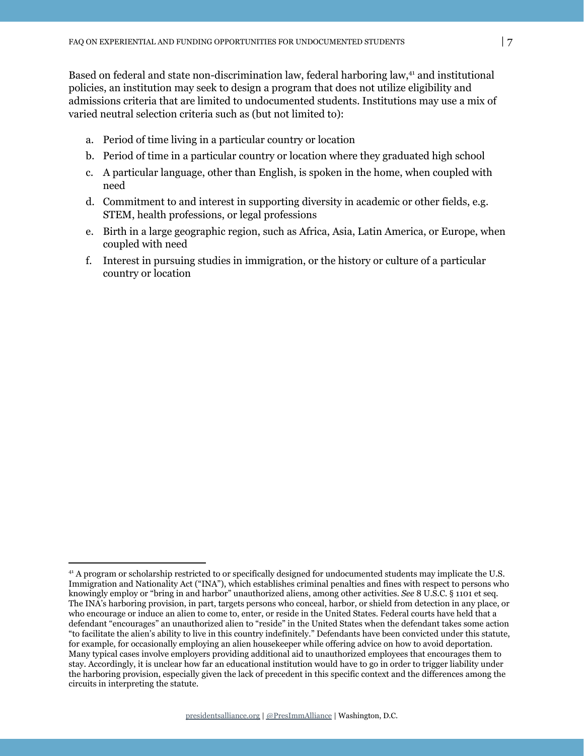Based on federal and state non-discrimination law, federal harboring law,[41] and institutional policies, an institution may seek to design a program that does not utilize eligibility and admissions criteria that are limited to undocumented students. Institutions may use a mix of varied neutral selection criteria such as (but not limited to):

a. Period of time living in a particular country or location
b. Period of time in a particular country or location where they graduated high school
c. A particular language, other than English, is spoken in the home, when coupled with need
d. Commitment to and interest in supporting diversity in academic or other fields, e.g. STEM, health professions, or legal professions
e. Birth in a large geographic region, such as Africa, Asia, Latin America, or Europe, when coupled with need
f. Interest in pursuing studies in immigration, or the history or culture of a particular country or location

---

[41] A program or scholarship restricted to or specifically designed for undocumented students may implicate the U.S. Immigration and Nationality Act ("INA"), which establishes criminal penalties and fines with respect to persons who knowingly employ or "bring in and harbor" unauthorized aliens, among other activities. *See* 8 U.S.C. § 1101 et seq. The INA's harboring provision, in part, targets persons who conceal, harbor, or shield from detection in any place, or who encourage or induce an alien to come to, enter, or reside in the United States. Federal courts have held that a defendant "encourages" an unauthorized alien to "reside" in the United States when the defendant takes some action "to facilitate the alien's ability to live in this country indefinitely." Defendants have been convicted under this statute, for example, for occasionally employing an alien housekeeper while offering advice on how to avoid deportation. Many typical cases involve employers providing additional aid to unauthorized employees that encourages them to stay. Accordingly, it is unclear how far an educational institution would have to go in order to trigger liability under the harboring provision, especially given the lack of precedent in this specific context and the differences among the circuits in interpreting the statute.